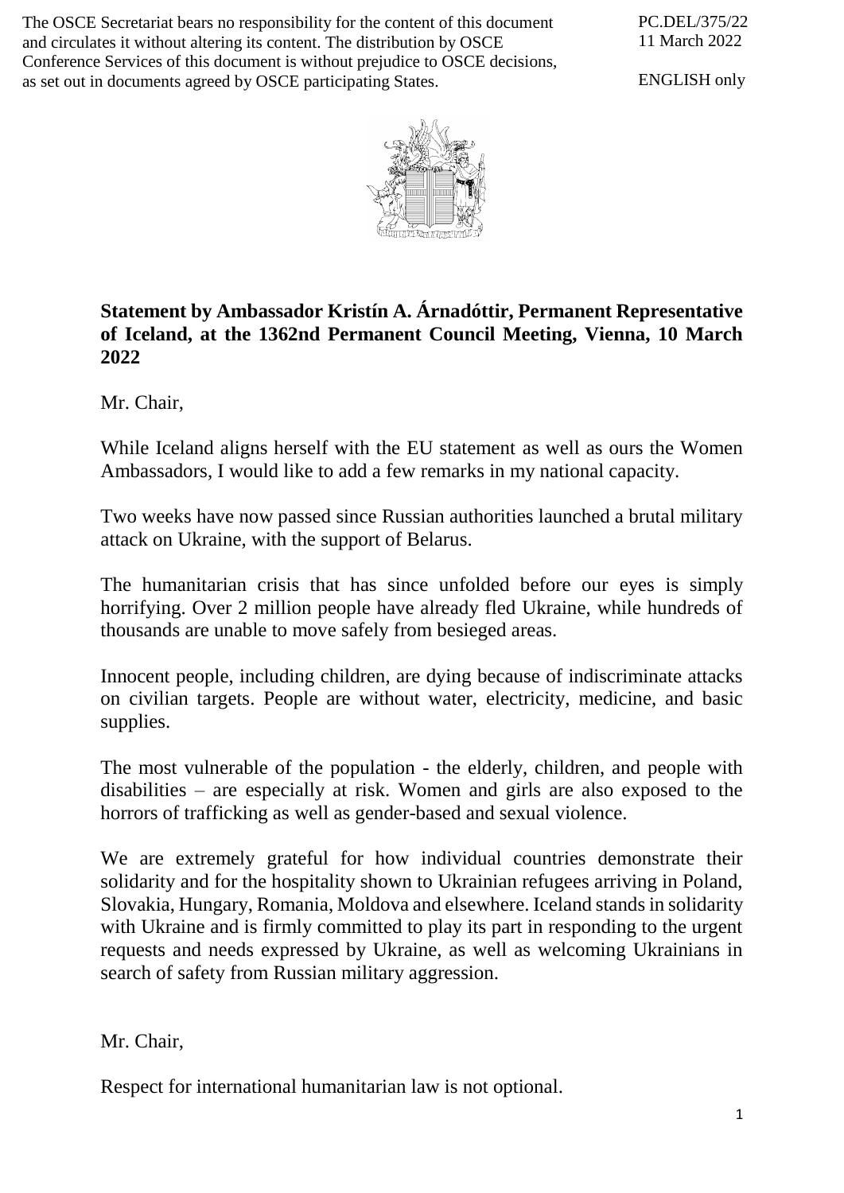The OSCE Secretariat bears no responsibility for the content of this document and circulates it without altering its content. The distribution by OSCE Conference Services of this document is without prejudice to OSCE decisions, as set out in documents agreed by OSCE participating States.

PC.DEL/375/22
11 March 2022

ENGLISH only

**Statement by Ambassador Kristín A. Árnadóttir, Permanent Representative of Iceland, at the 1362nd Permanent Council Meeting, Vienna, 10 March 2022**

Mr. Chair,

While Iceland aligns herself with the EU statement as well as ours the Women Ambassadors, I would like to add a few remarks in my national capacity.

Two weeks have now passed since Russian authorities launched a brutal military attack on Ukraine, with the support of Belarus.

The humanitarian crisis that has since unfolded before our eyes is simply horrifying. Over 2 million people have already fled Ukraine, while hundreds of thousands are unable to move safely from besieged areas.

Innocent people, including children, are dying because of indiscriminate attacks on civilian targets. People are without water, electricity, medicine, and basic supplies.

The most vulnerable of the population - the elderly, children, and people with disabilities – are especially at risk. Women and girls are also exposed to the horrors of trafficking as well as gender-based and sexual violence.

We are extremely grateful for how individual countries demonstrate their solidarity and for the hospitality shown to Ukrainian refugees arriving in Poland, Slovakia, Hungary, Romania, Moldova and elsewhere. Iceland stands in solidarity with Ukraine and is firmly committed to play its part in responding to the urgent requests and needs expressed by Ukraine, as well as welcoming Ukrainians in search of safety from Russian military aggression.

Mr. Chair,

Respect for international humanitarian law is not optional.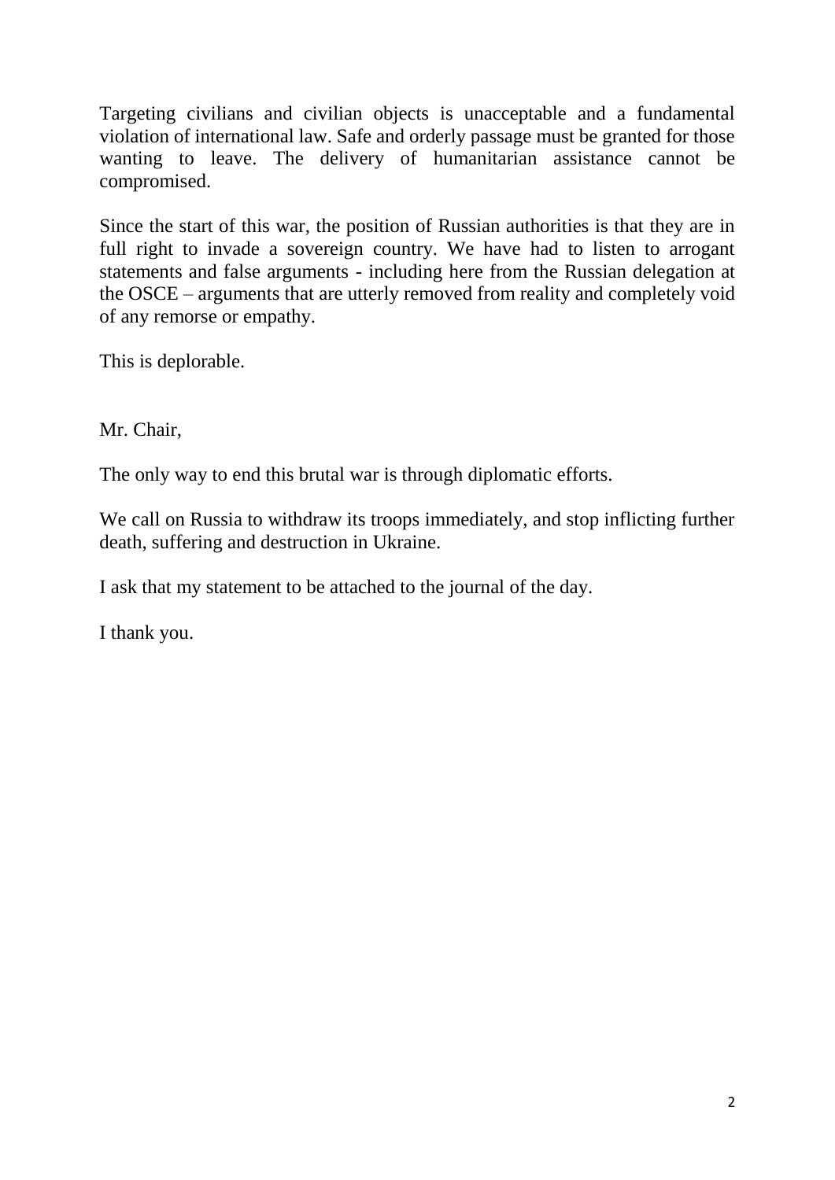Targeting civilians and civilian objects is unacceptable and a fundamental violation of international law. Safe and orderly passage must be granted for those wanting to leave. The delivery of humanitarian assistance cannot be compromised.

Since the start of this war, the position of Russian authorities is that they are in full right to invade a sovereign country. We have had to listen to arrogant statements and false arguments - including here from the Russian delegation at the OSCE – arguments that are utterly removed from reality and completely void of any remorse or empathy.

This is deplorable.

Mr. Chair,

The only way to end this brutal war is through diplomatic efforts.

We call on Russia to withdraw its troops immediately, and stop inflicting further death, suffering and destruction in Ukraine.

I ask that my statement to be attached to the journal of the day.

I thank you.